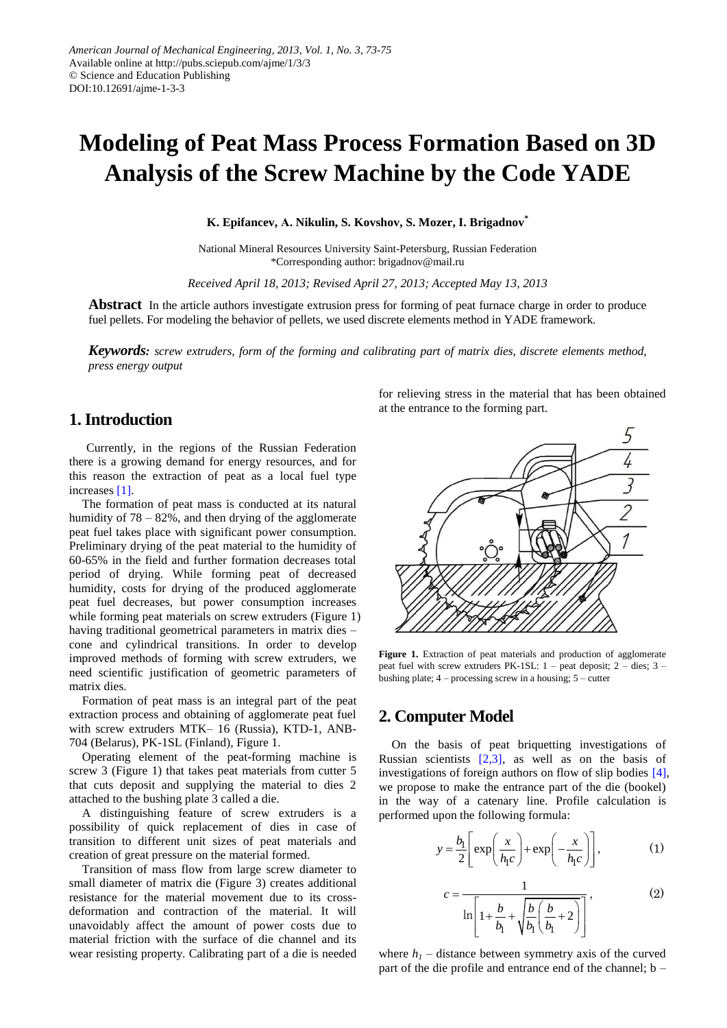# Modeling of Peat Mass Process Formation Based on 3D Analysis of the Screw Machine by the Code YADE

**K. Epifancev, A. Nikulin, S. Kovshov, S. Mozer, I. Brigadnov***

National Mineral Resources University Saint-Petersburg, Russian Federation
*Corresponding author: brigadnov@mail.ru

*Received April 18, 2013; Revised April 27, 2013; Accepted May 13, 2013*

**Abstract** In the article authors investigate extrusion press for forming of peat furnace charge in order to produce fuel pellets. For modeling the behavior of pellets, we used discrete elements method in YADE framework.

***Keywords:*** *screw extruders, form of the forming and calibrating part of matrix dies, discrete elements method, press energy output*

## 1. Introduction

Currently, in the regions of the Russian Federation there is a growing demand for energy resources, and for this reason the extraction of peat as a local fuel type increases [1].

The formation of peat mass is conducted at its natural humidity of 78 – 82%, and then drying of the agglomerate peat fuel takes place with significant power consumption. Preliminary drying of the peat material to the humidity of 60-65% in the field and further formation decreases total period of drying. While forming peat of decreased humidity, costs for drying of the produced agglomerate peat fuel decreases, but power consumption increases while forming peat materials on screw extruders (Figure 1) having traditional geometrical parameters in matrix dies – cone and cylindrical transitions. In order to develop improved methods of forming with screw extruders, we need scientific justification of geometric parameters of matrix dies.

Formation of peat mass is an integral part of the peat extraction process and obtaining of agglomerate peat fuel with screw extruders MTK– 16 (Russia), KTD-1, ANB-704 (Belarus), PK-1SL (Finland), Figure 1.

Operating element of the peat-forming machine is screw 3 (Figure 1) that takes peat materials from cutter 5 that cuts deposit and supplying the material to dies 2 attached to the bushing plate 3 called a die.

A distinguishing feature of screw extruders is a possibility of quick replacement of dies in case of transition to different unit sizes of peat materials and creation of great pressure on the material formed.

Transition of mass flow from large screw diameter to small diameter of matrix die (Figure 3) creates additional resistance for the material movement due to its cross-deformation and contraction of the material. It will unavoidably affect the amount of power costs due to material friction with the surface of die channel and its wear resisting property. Calibrating part of a die is needed for relieving stress in the material that has been obtained at the entrance to the forming part.

**Figure 1.** Extraction of peat materials and production of agglomerate peat fuel with screw extruders PK-1SL: 1 – peat deposit; 2 – dies; 3 – bushing plate; 4 – processing screw in a housing; 5 – cutter

## 2. Computer Model

On the basis of peat briquetting investigations of Russian scientists [2,3], as well as on the basis of investigations of foreign authors on flow of slip bodies [4], we propose to make the entrance part of the die (bookel) in the way of a catenary line. Profile calculation is performed upon the following formula:

$$y = \frac{b_1}{2}\left[\exp\left(\frac{x}{h_1 c}\right) + \exp\left(-\frac{x}{h_1 c}\right)\right], \tag{1}$$

$$c = \frac{1}{\ln\left[1 + \frac{b}{b_1} + \sqrt{\frac{b}{b_1}\left(\frac{b}{b_1} + 2\right)}\right]}, \tag{2}$$

where $h_1$ – distance between symmetry axis of the curved part of the die profile and entrance end of the channel; b –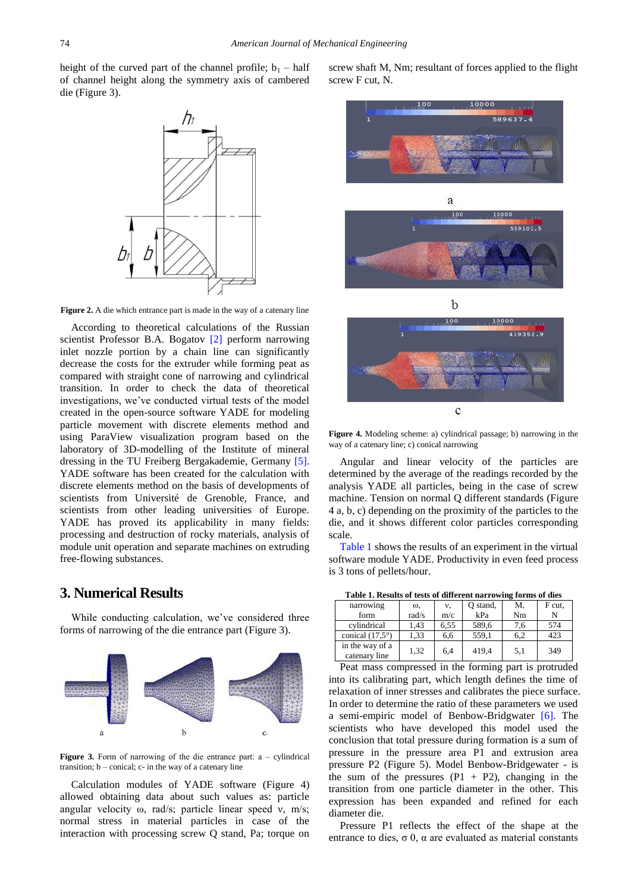height of the curved part of the channel profile; $b_1$ – half of channel height along the symmetry axis of cambered die (Figure 3).

**Figure 2.** A die which entrance part is made in the way of a catenary line

According to theoretical calculations of the Russian scientist Professor B.A. Bogatov [2] perform narrowing inlet nozzle portion by a chain line can significantly decrease the costs for the extruder while forming peat as compared with straight cone of narrowing and cylindrical transition. In order to check the data of theoretical investigations, we've conducted virtual tests of the model created in the open-source software YADE for modeling particle movement with discrete elements method and using ParaView visualization program based on the laboratory of 3D-modelling of the Institute of mineral dressing in the TU Freiberg Bergakademie, Germany [5]. YADE software has been created for the calculation with discrete elements method on the basis of developments of scientists from Université de Grenoble, France, and scientists from other leading universities of Europe. YADE has proved its applicability in many fields: processing and destruction of rocky materials, analysis of module unit operation and separate machines on extruding free-flowing substances.

## 3. Numerical Results

While conducting calculation, we've considered three forms of narrowing of the die entrance part (Figure 3).

**Figure 3.** Form of narrowing of the die entrance part: a – cylindrical transition; b – conical; c- in the way of a catenary line

Calculation modules of YADE software (Figure 4) allowed obtaining data about such values as: particle angular velocity ω, rad/s; particle linear speed v, m/s; normal stress in material particles in case of the interaction with processing screw Q stand, Pa; torque on screw shaft M, Nm; resultant of forces applied to the flight screw F cut, N.

**Figure 4.** Modeling scheme: a) cylindrical passage; b) narrowing in the way of a catenary line; c) conical narrowing

Angular and linear velocity of the particles are determined by the average of the readings recorded by the analysis YADE all particles, being in the case of screw machine. Tension on normal Q different standards (Figure 4 a, b, c) depending on the proximity of the particles to the die, and it shows different color particles corresponding scale.

Table 1 shows the results of an experiment in the virtual software module YADE. Productivity in even feed process is 3 tons of pellets/hour.

**Table 1. Results of tests of different narrowing forms of dies**

| narrowing form | ω, rad/s | v, m/c | Q stand, kPa | M, Nm | F cut, N |
|---|---|---|---|---|---|
| cylindrical | 1,43 | 6,55 | 589,6 | 7,6 | 574 |
| conical (17,5°) | 1,33 | 6,6 | 559,1 | 6,2 | 423 |
| in the way of a catenary line | 1,32 | 6,4 | 419,4 | 5,1 | 349 |

Peat mass compressed in the forming part is protruded into its calibrating part, which length defines the time of relaxation of inner stresses and calibrates the piece surface. In order to determine the ratio of these parameters we used a semi-empiric model of Benbow-Bridgwater [6]. The scientists who have developed this model used the conclusion that total pressure during formation is a sum of pressure in the pressure area P1 and extrusion area pressure P2 (Figure 5). Model Benbow-Bridgewater - is the sum of the pressures (P1 + P2), changing in the transition from one particle diameter in the other. This expression has been expanded and refined for each diameter die.

Pressure P1 reflects the effect of the shape at the entrance to dies, σ 0, α are evaluated as material constants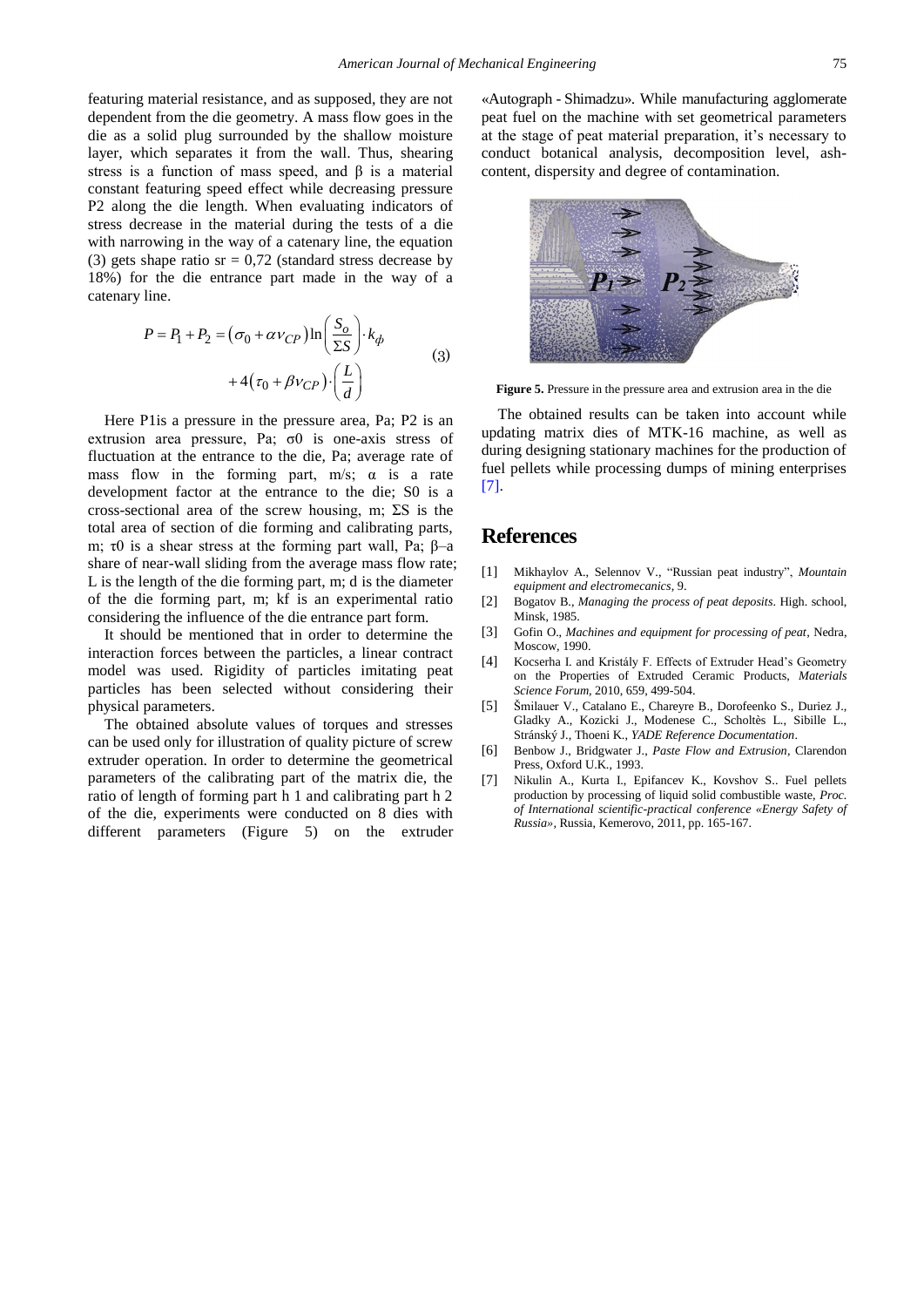featuring material resistance, and as supposed, they are not dependent from the die geometry. A mass flow goes in the die as a solid plug surrounded by the shallow moisture layer, which separates it from the wall. Thus, shearing stress is a function of mass speed, and β is a material constant featuring speed effect while decreasing pressure P2 along the die length. When evaluating indicators of stress decrease in the material during the tests of a die with narrowing in the way of a catenary line, the equation (3) gets shape ratio sr = 0,72 (standard stress decrease by 18%) for the die entrance part made in the way of a catenary line.

$$P = P_1 + P_2 = \left(\sigma_0 + \alpha v_{CP}\right) \ln\left(\frac{S_o}{\Sigma S}\right) \cdot k_{\phi} + 4\left(\tau_0 + \beta v_{CP}\right) \cdot \left(\frac{L}{d}\right) \tag{3}$$

Here P1is a pressure in the pressure area, Pa; P2 is an extrusion area pressure, Pa; σ0 is one-axis stress of fluctuation at the entrance to the die, Pa; average rate of mass flow in the forming part, m/s; α is a rate development factor at the entrance to the die; S0 is a cross-sectional area of the screw housing, m; ΣS is the total area of section of die forming and calibrating parts, m; τ0 is a shear stress at the forming part wall, Pa; β–a share of near-wall sliding from the average mass flow rate; L is the length of the die forming part, m; d is the diameter of the die forming part, m; kf is an experimental ratio considering the influence of the die entrance part form.

It should be mentioned that in order to determine the interaction forces between the particles, a linear contract model was used. Rigidity of particles imitating peat particles has been selected without considering their physical parameters.

The obtained absolute values of torques and stresses can be used only for illustration of quality picture of screw extruder operation. In order to determine the geometrical parameters of the calibrating part of the matrix die, the ratio of length of forming part h 1 and calibrating part h 2 of the die, experiments were conducted on 8 dies with different parameters (Figure 5) on the extruder «Autograph - Shimadzu». While manufacturing agglomerate peat fuel on the machine with set geometrical parameters at the stage of peat material preparation, it's necessary to conduct botanical analysis, decomposition level, ash-content, dispersity and degree of contamination.

P1
P2

**Figure 5.** Pressure in the pressure area and extrusion area in the die

The obtained results can be taken into account while updating matrix dies of MTK-16 machine, as well as during designing stationary machines for the production of fuel pellets while processing dumps of mining enterprises [7].

## References

[1] Mikhaylov A., Selennov V., "Russian peat industry", *Mountain equipment and electromecanics*, 9.

[2] Bogatov B., *Managing the process of peat deposits*. High. school, Minsk, 1985.

[3] Gofin O., *Machines and equipment for processing of peat*, Nedra, Moscow, 1990.

[4] Kocserha I. and Kristály F. Effects of Extruder Head's Geometry on the Properties of Extruded Ceramic Products, *Materials Science Forum*, 2010, 659, 499-504.

[5] Šmilauer V., Catalano E., Chareyre B., Dorofeenko S., Duriez J., Gladky A., Kozicki J., Modenese C., Scholtès L., Sibille L., Stránský J., Thoeni K., *YADE Reference Documentation*.

[6] Benbow J., Bridgwater J., *Paste Flow and Extrusion*, Clarendon Press, Oxford U.K., 1993.

[7] Nikulin A., Kurta I., Epifancev K., Kovshov S.. Fuel pellets production by processing of liquid solid combustible waste, *Proc. of International scientific-practical conference «Energy Safety of Russia»*, Russia, Kemerovo, 2011, pp. 165-167.